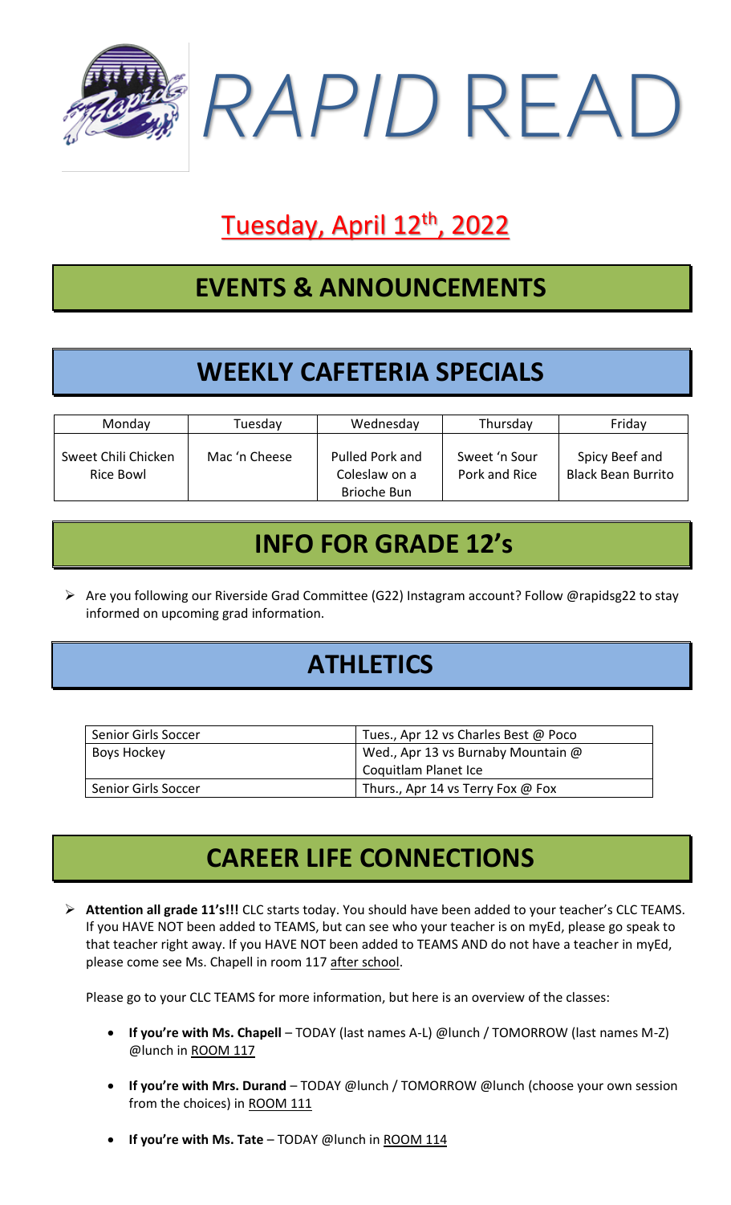# *RAPID* READ

## Tuesday, April 12th, 2022

## EVENTS & ANNOUNCEMENTS

## WEEKLY CAFETERIA SPECIALS

| Monday | Tuesday | Wednesday | Thursday | Friday |
|---|---|---|---|---|
| Sweet Chili Chicken Rice Bowl | Mac 'n Cheese | Pulled Pork and Coleslaw on a Brioche Bun | Sweet 'n Sour Pork and Rice | Spicy Beef and Black Bean Burrito |

## INFO FOR GRADE 12's

- Are you following our Riverside Grad Committee (G22) Instagram account? Follow @rapidsg22 to stay informed on upcoming grad information.

## ATHLETICS

| Senior Girls Soccer | Tues., Apr 12 vs Charles Best @ Poco |
|---|---|
| Boys Hockey | Wed., Apr 13 vs Burnaby Mountain @ Coquitlam Planet Ice |
| Senior Girls Soccer | Thurs., Apr 14 vs Terry Fox @ Fox |

## CAREER LIFE CONNECTIONS

- **Attention all grade 11's!!!** CLC starts today. You should have been added to your teacher's CLC TEAMS. If you HAVE NOT been added to TEAMS, but can see who your teacher is on myEd, please go speak to that teacher right away. If you HAVE NOT been added to TEAMS AND do not have a teacher in myEd, please come see Ms. Chapell in room 117 after school.

  Please go to your CLC TEAMS for more information, but here is an overview of the classes:

  - **If you're with Ms. Chapell** – TODAY (last names A-L) @lunch / TOMORROW (last names M-Z) @lunch in ROOM 117
  - **If you're with Mrs. Durand** – TODAY @lunch / TOMORROW @lunch (choose your own session from the choices) in ROOM 111
  - **If you're with Ms. Tate** – TODAY @lunch in ROOM 114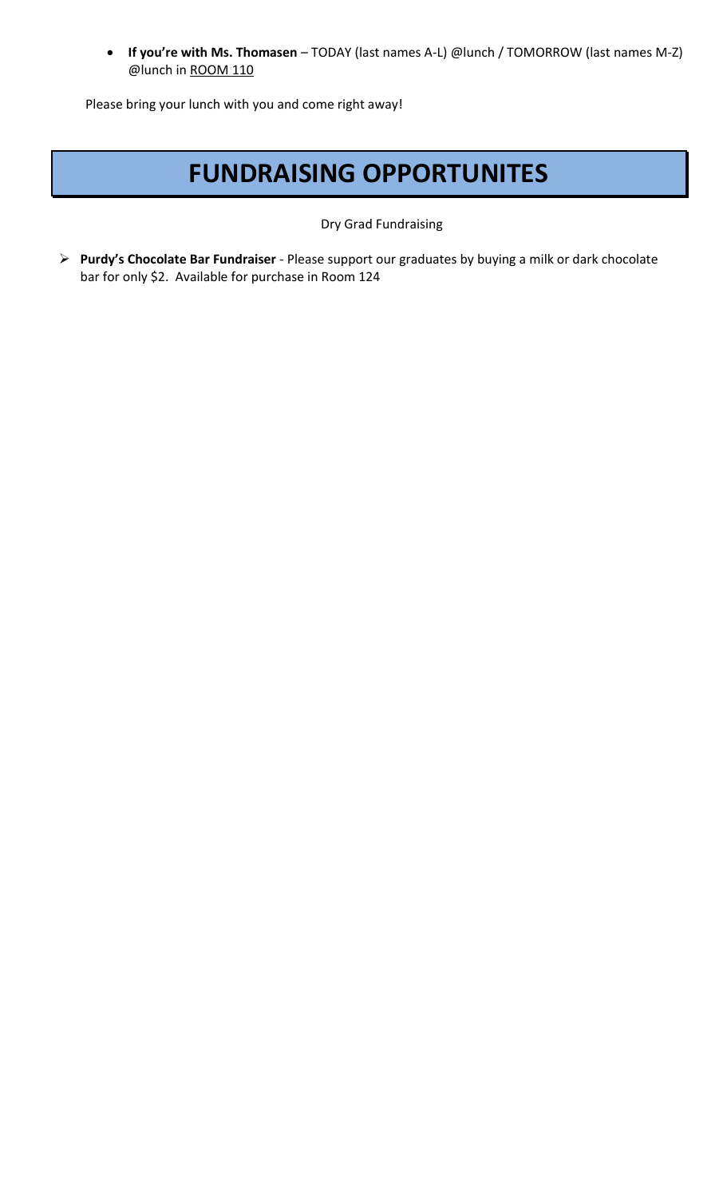- **If you're with Ms. Thomasen** – TODAY (last names A-L) @lunch / TOMORROW (last names M-Z) @lunch in ROOM 110

Please bring your lunch with you and come right away!

# FUNDRAISING OPPORTUNITES

Dry Grad Fundraising

- **Purdy's Chocolate Bar Fundraiser** - Please support our graduates by buying a milk or dark chocolate bar for only $2. Available for purchase in Room 124